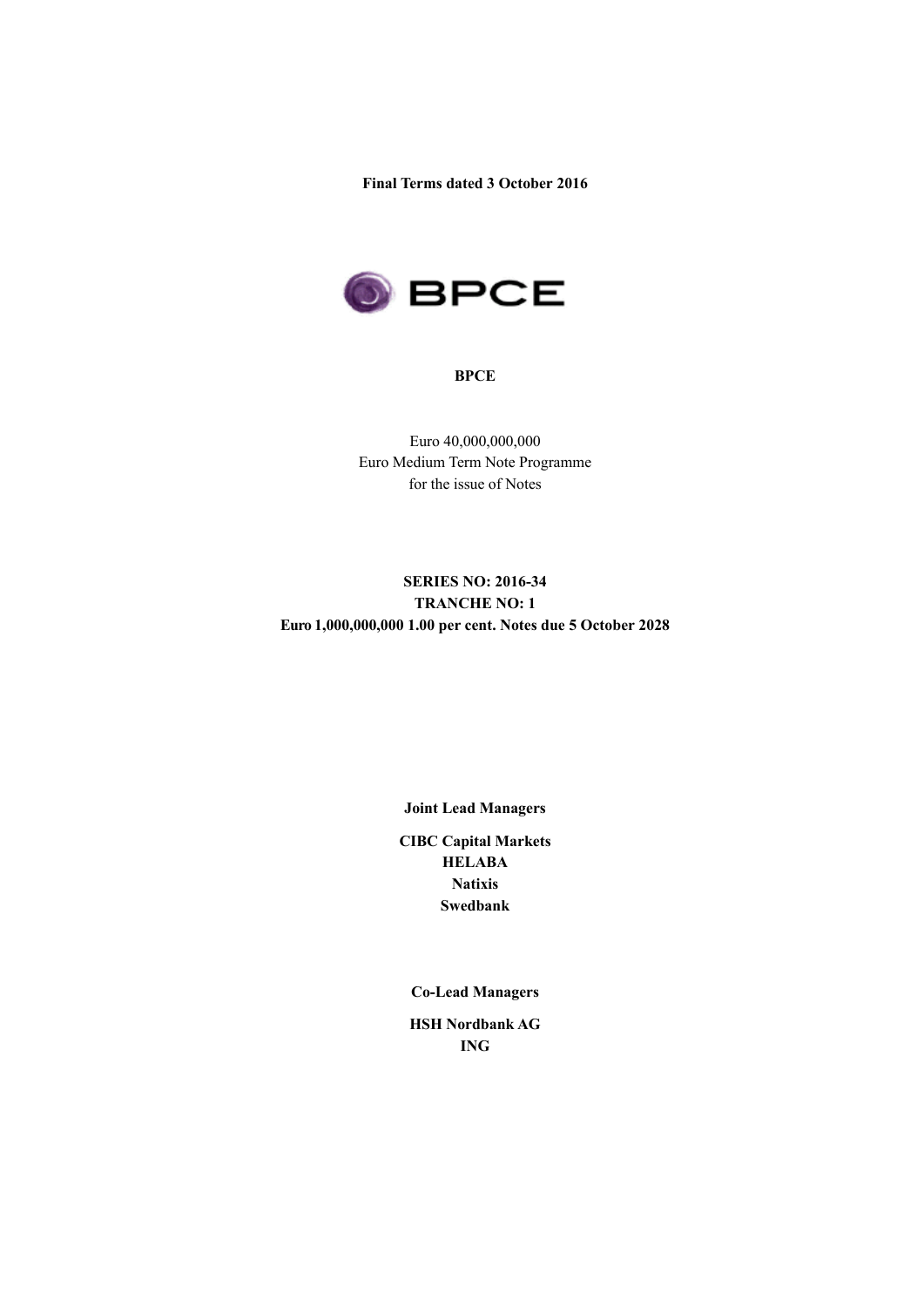**Final Terms dated 3 October 2016**

**BPCE**

Euro 40,000,000,000
Euro Medium Term Note Programme
for the issue of Notes

**SERIES NO: 2016-34**
**TRANCHE NO: 1**
**Euro 1,000,000,000 1.00 per cent. Notes due 5 October 2028**

**Joint Lead Managers**

**CIBC Capital Markets**
**HELABA**
**Natixis**
**Swedbank**

**Co-Lead Managers**

**HSH Nordbank AG**
**ING**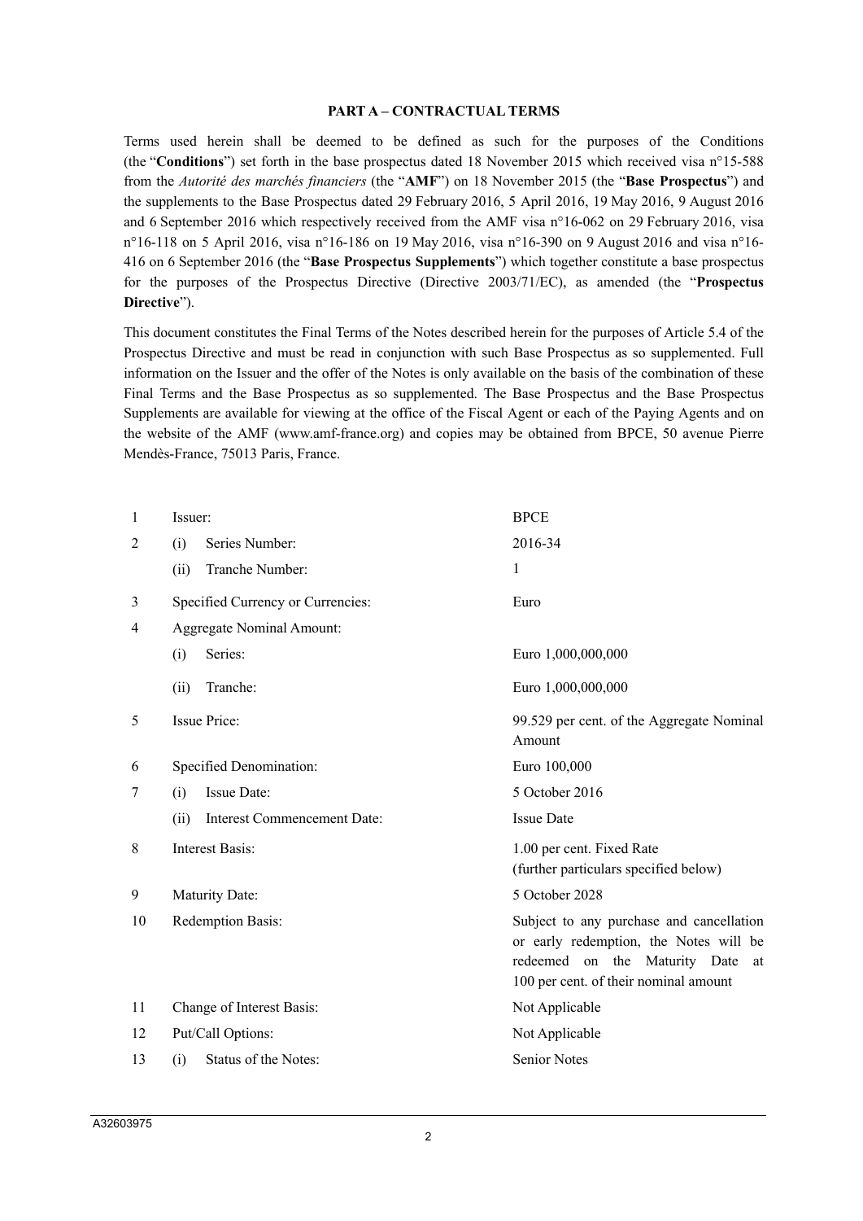**PART A – CONTRACTUAL TERMS**

Terms used herein shall be deemed to be defined as such for the purposes of the Conditions (the "**Conditions**") set forth in the base prospectus dated 18 November 2015 which received visa n°15-588 from the *Autorité des marchés financiers* (the "**AMF**") on 18 November 2015 (the "**Base Prospectus**") and the supplements to the Base Prospectus dated 29 February 2016, 5 April 2016, 19 May 2016, 9 August 2016 and 6 September 2016 which respectively received from the AMF visa n°16-062 on 29 February 2016, visa n°16-118 on 5 April 2016, visa n°16-186 on 19 May 2016, visa n°16-390 on 9 August 2016 and visa n°16-416 on 6 September 2016 (the "**Base Prospectus Supplements**") which together constitute a base prospectus for the purposes of the Prospectus Directive (Directive 2003/71/EC), as amended (the "**Prospectus Directive**").

This document constitutes the Final Terms of the Notes described herein for the purposes of Article 5.4 of the Prospectus Directive and must be read in conjunction with such Base Prospectus as so supplemented. Full information on the Issuer and the offer of the Notes is only available on the basis of the combination of these Final Terms and the Base Prospectus as so supplemented. The Base Prospectus and the Base Prospectus Supplements are available for viewing at the office of the Fiscal Agent or each of the Paying Agents and on the website of the AMF (www.amf-france.org) and copies may be obtained from BPCE, 50 avenue Pierre Mendès-France, 75013 Paris, France.

| | | |
|---|---|---|
| 1 | Issuer: | BPCE |
| 2 | (i) Series Number: | 2016-34 |
| | (ii) Tranche Number: | 1 |
| 3 | Specified Currency or Currencies: | Euro |
| 4 | Aggregate Nominal Amount: | |
| | (i) Series: | Euro 1,000,000,000 |
| | (ii) Tranche: | Euro 1,000,000,000 |
| 5 | Issue Price: | 99.529 per cent. of the Aggregate Nominal Amount |
| 6 | Specified Denomination: | Euro 100,000 |
| 7 | (i) Issue Date: | 5 October 2016 |
| | (ii) Interest Commencement Date: | Issue Date |
| 8 | Interest Basis: | 1.00 per cent. Fixed Rate (further particulars specified below) |
| 9 | Maturity Date: | 5 October 2028 |
| 10 | Redemption Basis: | Subject to any purchase and cancellation or early redemption, the Notes will be redeemed on the Maturity Date at 100 per cent. of their nominal amount |
| 11 | Change of Interest Basis: | Not Applicable |
| 12 | Put/Call Options: | Not Applicable |
| 13 | (i) Status of the Notes: | Senior Notes |

A32603975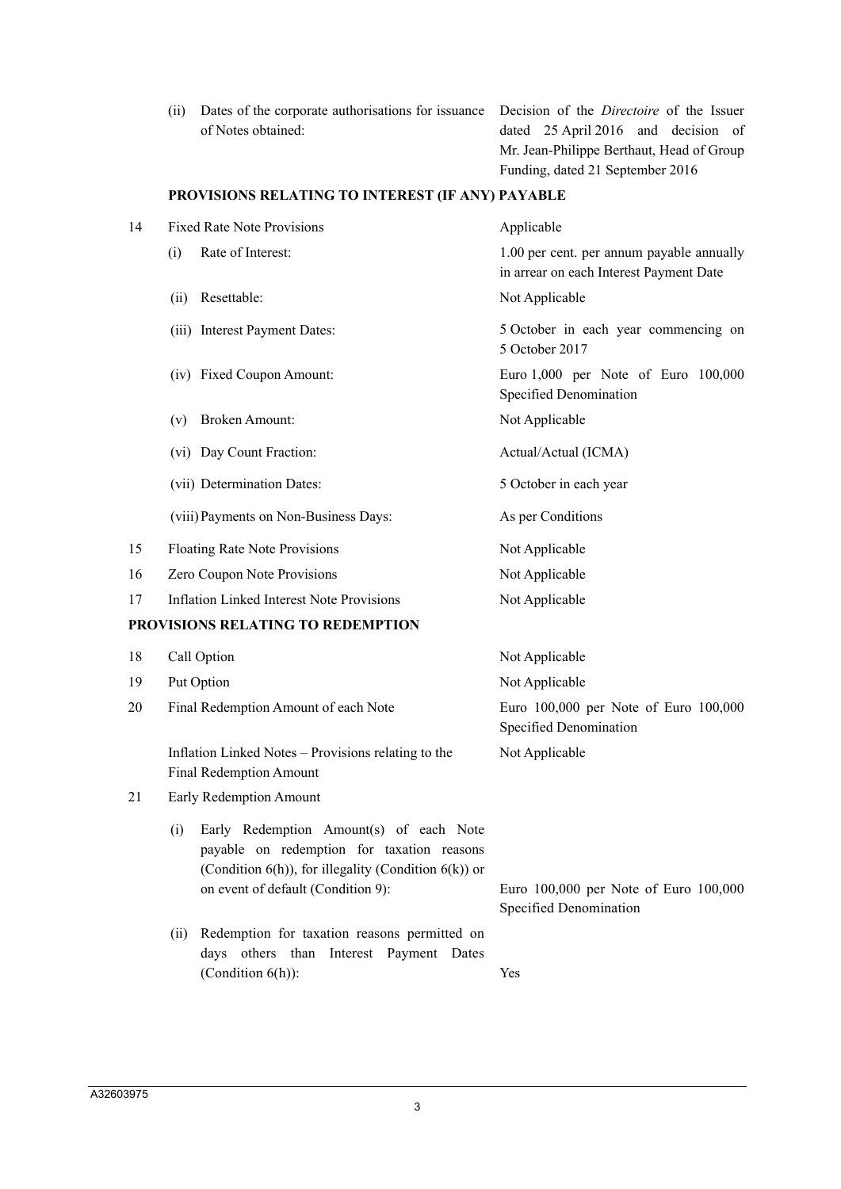| | | |
|---|---|---|
| | (ii) Dates of the corporate authorisations for issuance of Notes obtained: | Decision of the *Directoire* of the Issuer dated 25 April 2016 and decision of Mr. Jean-Philippe Berthaut, Head of Group Funding, dated 21 September 2016 |

**PROVISIONS RELATING TO INTEREST (IF ANY) PAYABLE**

| | | |
|---|---|---|
| 14 | Fixed Rate Note Provisions | Applicable |
| | (i) Rate of Interest: | 1.00 per cent. per annum payable annually in arrear on each Interest Payment Date |
| | (ii) Resettable: | Not Applicable |
| | (iii) Interest Payment Dates: | 5 October in each year commencing on 5 October 2017 |
| | (iv) Fixed Coupon Amount: | Euro 1,000 per Note of Euro 100,000 Specified Denomination |
| | (v) Broken Amount: | Not Applicable |
| | (vi) Day Count Fraction: | Actual/Actual (ICMA) |
| | (vii) Determination Dates: | 5 October in each year |
| | (viii) Payments on Non-Business Days: | As per Conditions |
| 15 | Floating Rate Note Provisions | Not Applicable |
| 16 | Zero Coupon Note Provisions | Not Applicable |
| 17 | Inflation Linked Interest Note Provisions | Not Applicable |

**PROVISIONS RELATING TO REDEMPTION**

| | | |
|---|---|---|
| 18 | Call Option | Not Applicable |
| 19 | Put Option | Not Applicable |
| 20 | Final Redemption Amount of each Note | Euro 100,000 per Note of Euro 100,000 Specified Denomination |
| | Inflation Linked Notes – Provisions relating to the Final Redemption Amount | Not Applicable |
| 21 | Early Redemption Amount | |
| | (i) Early Redemption Amount(s) of each Note payable on redemption for taxation reasons (Condition 6(h)), for illegality (Condition 6(k)) or on event of default (Condition 9): | Euro 100,000 per Note of Euro 100,000 Specified Denomination |
| | (ii) Redemption for taxation reasons permitted on days others than Interest Payment Dates (Condition 6(h)): | Yes |

A32603975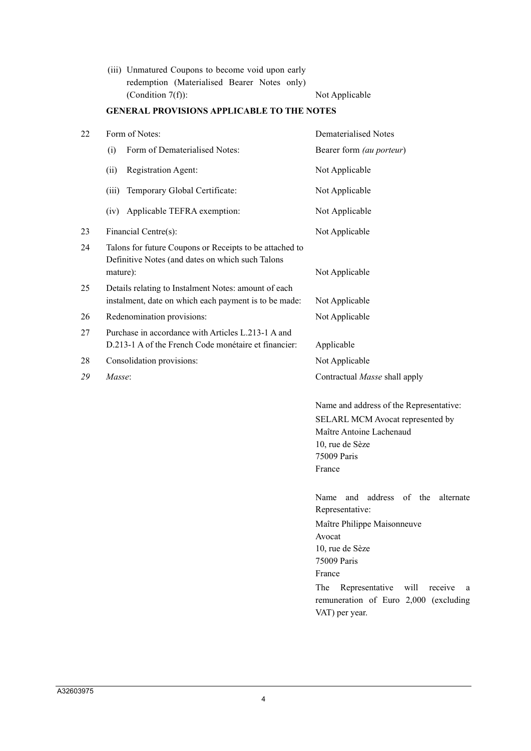| | | |
|---|---|---|
| | (iii) Unmatured Coupons to become void upon early redemption (Materialised Bearer Notes only) (Condition 7(f)): | Not Applicable |

**GENERAL PROVISIONS APPLICABLE TO THE NOTES**

| | | |
|---|---|---|
| 22 | Form of Notes: | Dematerialised Notes |
| | (i) Form of Dematerialised Notes: | Bearer form *(au porteur)* |
| | (ii) Registration Agent: | Not Applicable |
| | (iii) Temporary Global Certificate: | Not Applicable |
| | (iv) Applicable TEFRA exemption: | Not Applicable |
| 23 | Financial Centre(s): | Not Applicable |
| 24 | Talons for future Coupons or Receipts to be attached to Definitive Notes (and dates on which such Talons mature): | Not Applicable |
| 25 | Details relating to Instalment Notes: amount of each instalment, date on which each payment is to be made: | Not Applicable |
| 26 | Redenomination provisions: | Not Applicable |
| 27 | Purchase in accordance with Articles L.213-1 A and D.213-1 A of the French Code monétaire et financier: | Applicable |
| 28 | Consolidation provisions: | Not Applicable |
| *29* | *Masse*: | Contractual *Masse* shall apply<br><br>Name and address of the Representative:<br>SELARL MCM Avocat represented by Maître Antoine Lachenaud<br>10, rue de Sèze<br>75009 Paris<br>France<br><br>Name and address of the alternate Representative:<br>Maître Philippe Maisonneuve<br>Avocat<br>10, rue de Sèze<br>75009 Paris<br>France<br>The Representative will receive a remuneration of Euro 2,000 (excluding VAT) per year. |

A32603975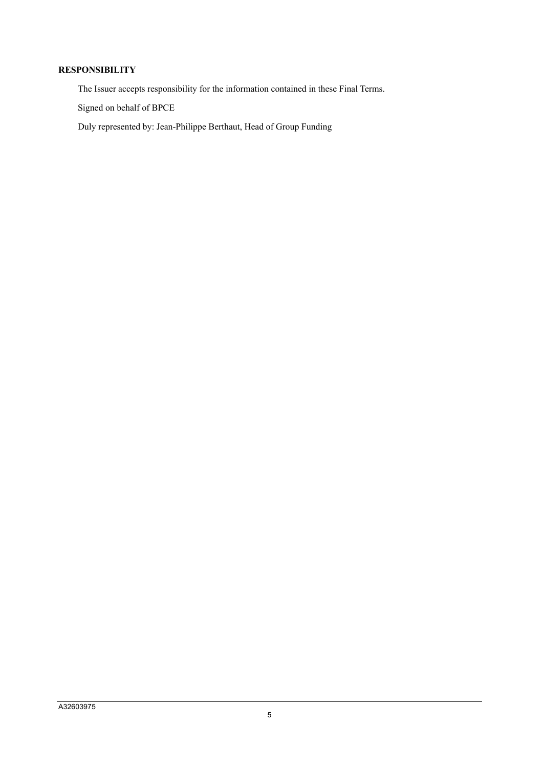## RESPONSIBILITY

The Issuer accepts responsibility for the information contained in these Final Terms.

Signed on behalf of BPCE

Duly represented by: Jean-Philippe Berthaut, Head of Group Funding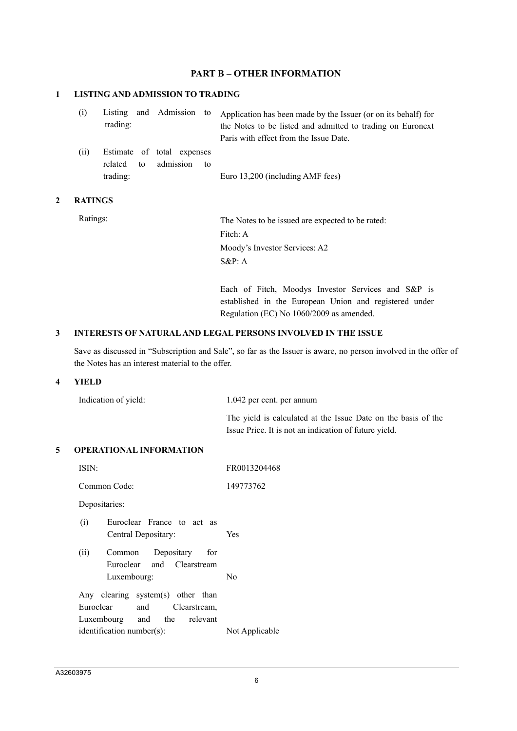## PART B – OTHER INFORMATION

### 1 LISTING AND ADMISSION TO TRADING

| | |
|---|---|
| (i) Listing and Admission to trading: | Application has been made by the Issuer (or on its behalf) for the Notes to be listed and admitted to trading on Euronext Paris with effect from the Issue Date. |
| (ii) Estimate of total expenses related to admission to trading: | Euro 13,200 (including AMF fees) |

### 2 RATINGS

| | |
|---|---|
| Ratings: | The Notes to be issued are expected to be rated:<br>Fitch: A<br>Moody's Investor Services: A2<br>S&P: A<br><br>Each of Fitch, Moodys Investor Services and S&P is established in the European Union and registered under Regulation (EC) No 1060/2009 as amended. |

### 3 INTERESTS OF NATURAL AND LEGAL PERSONS INVOLVED IN THE ISSUE

Save as discussed in "Subscription and Sale", so far as the Issuer is aware, no person involved in the offer of the Notes has an interest material to the offer.

### 4 YIELD

| | |
|---|---|
| Indication of yield: | 1.042 per cent. per annum<br><br>The yield is calculated at the Issue Date on the basis of the Issue Price. It is not an indication of future yield. |

### 5 OPERATIONAL INFORMATION

| | |
|---|---|
| ISIN: | FR0013204468 |
| Common Code: | 149773762 |
| Depositaries: | |
| (i) Euroclear France to act as Central Depositary: | Yes |
| (ii) Common Depositary for Euroclear and Clearstream Luxembourg: | No |
| Any clearing system(s) other than Euroclear and Clearstream, Luxembourg and the relevant identification number(s): | Not Applicable |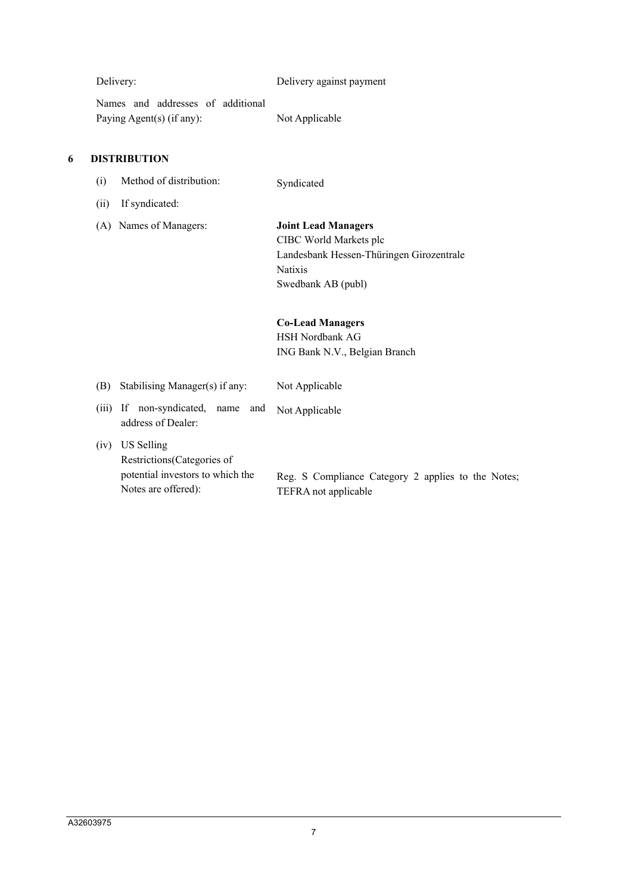| | |
|---|---|
| Delivery: | Delivery against payment |
| Names and addresses of additional Paying Agent(s) (if any): | Not Applicable |

## 6 DISTRIBUTION

| | |
|---|---|
| (i) Method of distribution: | Syndicated |
| (ii) If syndicated: | |
| (A) Names of Managers: | **Joint Lead Managers**<br>CIBC World Markets plc<br>Landesbank Hessen-Thüringen Girozentrale<br>Natixis<br>Swedbank AB (publ)<br><br>**Co-Lead Managers**<br>HSH Nordbank AG<br>ING Bank N.V., Belgian Branch |
| (B) Stabilising Manager(s) if any: | Not Applicable |
| (iii) If non-syndicated, name and address of Dealer: | Not Applicable |
| (iv) US Selling Restrictions(Categories of potential investors to which the Notes are offered): | Reg. S Compliance Category 2 applies to the Notes; TEFRA not applicable |

A32603975